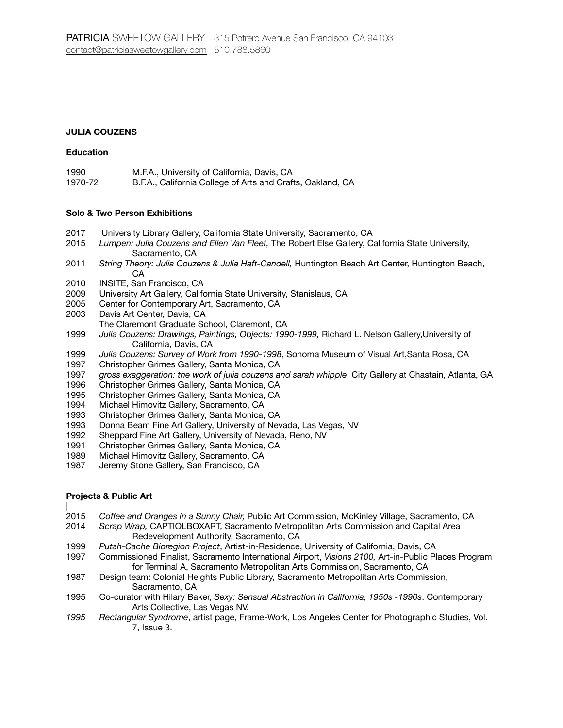PATRICIA SWEETOW GALLERY 315 Potrero Avenue San Francisco, CA 94103
contact@patriciasweetowgallery.com 510.788.5860

**JULIA COUZENS**

**Education**

1990 M.F.A., University of California, Davis, CA
1970-72 B.F.A., California College of Arts and Crafts, Oakland, CA

**Solo & Two Person Exhibitions**

2017 University Library Gallery, California State University, Sacramento, CA
2015 *Lumpen: Julia Couzens and Ellen Van Fleet,* The Robert Else Gallery, California State University, Sacramento, CA
2011 *String Theory: Julia Couzens & Julia Haft-Candell,* Huntington Beach Art Center, Huntington Beach, CA
2010 INSITE, San Francisco, CA
2009 University Art Gallery, California State University, Stanislaus, CA
2005 Center for Contemporary Art, Sacramento, CA
2003 Davis Art Center, Davis, CA
The Claremont Graduate School, Claremont, CA
1999 *Julia Couzens: Drawings, Paintings, Objects: 1990-1999,* Richard L. Nelson Gallery,University of California, Davis, CA
1999 *Julia Couzens: Survey of Work from 1990-1998*, Sonoma Museum of Visual Art,Santa Rosa, CA
1997 Christopher Grimes Gallery, Santa Monica, CA
1997 *gross exaggeration: the work of julia couzens and sarah whipple*, City Gallery at Chastain, Atlanta, GA
1996 Christopher Grimes Gallery, Santa Monica, CA
1995 Christopher Grimes Gallery, Santa Monica, CA
1994 Michael Himovitz Gallery, Sacramento, CA
1993 Christopher Grimes Gallery, Santa Monica, CA
1993 Donna Beam Fine Art Gallery, University of Nevada, Las Vegas, NV
1992 Sheppard Fine Art Gallery, University of Nevada, Reno, NV
1991 Christopher Grimes Gallery, Santa Monica, CA
1989 Michael Himovitz Gallery, Sacramento, CA
1987 Jeremy Stone Gallery, San Francisco, CA

**Projects & Public Art**

|
2015 *Coffee and Oranges in a Sunny Chair,* Public Art Commission, McKinley Village, Sacramento, CA
2014 *Scrap Wrap,* CAPTIOLBOXART, Sacramento Metropolitan Arts Commission and Capital Area Redevelopment Authority, Sacramento, CA
1999 *Putah-Cache Bioregion Project*, Artist-in-Residence, University of California, Davis, CA
1997 Commissioned Finalist, Sacramento International Airport, *Visions 2100,* Art-in-Public Places Program for Terminal A, Sacramento Metropolitan Arts Commission, Sacramento, CA
1987 Design team: Colonial Heights Public Library, Sacramento Metropolitan Arts Commission, Sacramento, CA
1995 Co-curator with Hilary Baker, *Sexy: Sensual Abstraction in California, 1950s -1990s*. Contemporary Arts Collective, Las Vegas NV.
*1995* *Rectangular Syndrome*, artist page, Frame-Work, Los Angeles Center for Photographic Studies, Vol. 7, Issue 3.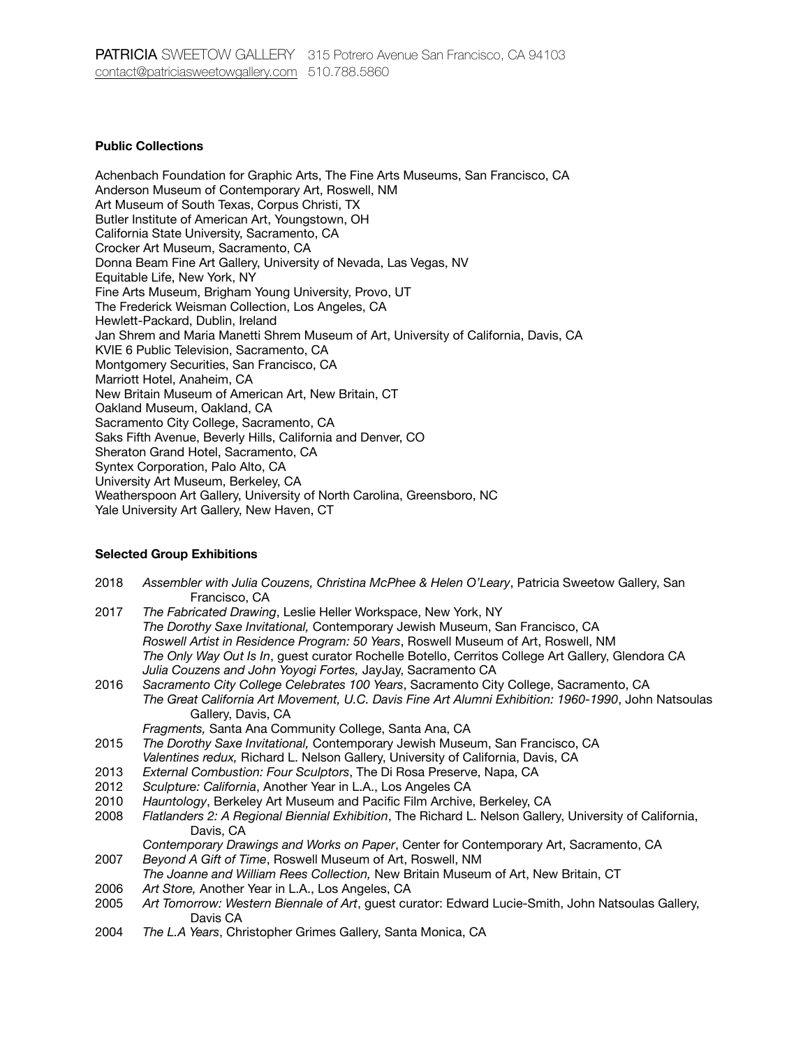### Public Collections

Achenbach Foundation for Graphic Arts, The Fine Arts Museums, San Francisco, CA
Anderson Museum of Contemporary Art, Roswell, NM
Art Museum of South Texas, Corpus Christi, TX
Butler Institute of American Art, Youngstown, OH
California State University, Sacramento, CA
Crocker Art Museum, Sacramento, CA
Donna Beam Fine Art Gallery, University of Nevada, Las Vegas, NV
Equitable Life, New York, NY
Fine Arts Museum, Brigham Young University, Provo, UT
The Frederick Weisman Collection, Los Angeles, CA
Hewlett-Packard, Dublin, Ireland
Jan Shrem and Maria Manetti Shrem Museum of Art, University of California, Davis, CA
KVIE 6 Public Television, Sacramento, CA
Montgomery Securities, San Francisco, CA
Marriott Hotel, Anaheim, CA
New Britain Museum of American Art, New Britain, CT
Oakland Museum, Oakland, CA
Sacramento City College, Sacramento, CA
Saks Fifth Avenue, Beverly Hills, California and Denver, CO
Sheraton Grand Hotel, Sacramento, CA
Syntex Corporation, Palo Alto, CA
University Art Museum, Berkeley, CA
Weatherspoon Art Gallery, University of North Carolina, Greensboro, NC
Yale University Art Gallery, New Haven, CT

### Selected Group Exhibitions

2018 *Assembler with Julia Couzens, Christina McPhee & Helen O'Leary*, Patricia Sweetow Gallery, San Francisco, CA

2017 *The Fabricated Drawing*, Leslie Heller Workspace, New York, NY
*The Dorothy Saxe Invitational,* Contemporary Jewish Museum, San Francisco, CA
*Roswell Artist in Residence Program: 50 Years*, Roswell Museum of Art, Roswell, NM
*The Only Way Out Is In*, guest curator Rochelle Botello, Cerritos College Art Gallery, Glendora CA
*Julia Couzens and John Yoyogi Fortes,* JayJay, Sacramento CA

2016 *Sacramento City College Celebrates 100 Years*, Sacramento City College, Sacramento, CA
*The Great California Art Movement, U.C. Davis Fine Art Alumni Exhibition: 1960-1990*, John Natsoulas Gallery, Davis, CA
*Fragments,* Santa Ana Community College, Santa Ana, CA

2015 *The Dorothy Saxe Invitational,* Contemporary Jewish Museum, San Francisco, CA
*Valentines redux,* Richard L. Nelson Gallery, University of California, Davis, CA

2013 *External Combustion: Four Sculptors*, The Di Rosa Preserve, Napa, CA

2012 *Sculpture: California*, Another Year in L.A., Los Angeles CA

2010 *Hauntology*, Berkeley Art Museum and Pacific Film Archive, Berkeley, CA

2008 *Flatlanders 2: A Regional Biennial Exhibition*, The Richard L. Nelson Gallery, University of California, Davis, CA
*Contemporary Drawings and Works on Paper*, Center for Contemporary Art, Sacramento, CA

2007 *Beyond A Gift of Time*, Roswell Museum of Art, Roswell, NM
*The Joanne and William Rees Collection,* New Britain Museum of Art, New Britain, CT

2006 *Art Store,* Another Year in L.A., Los Angeles, CA

2005 *Art Tomorrow: Western Biennale of Art*, guest curator: Edward Lucie-Smith, John Natsoulas Gallery, Davis CA

2004 *The L.A Years*, Christopher Grimes Gallery, Santa Monica, CA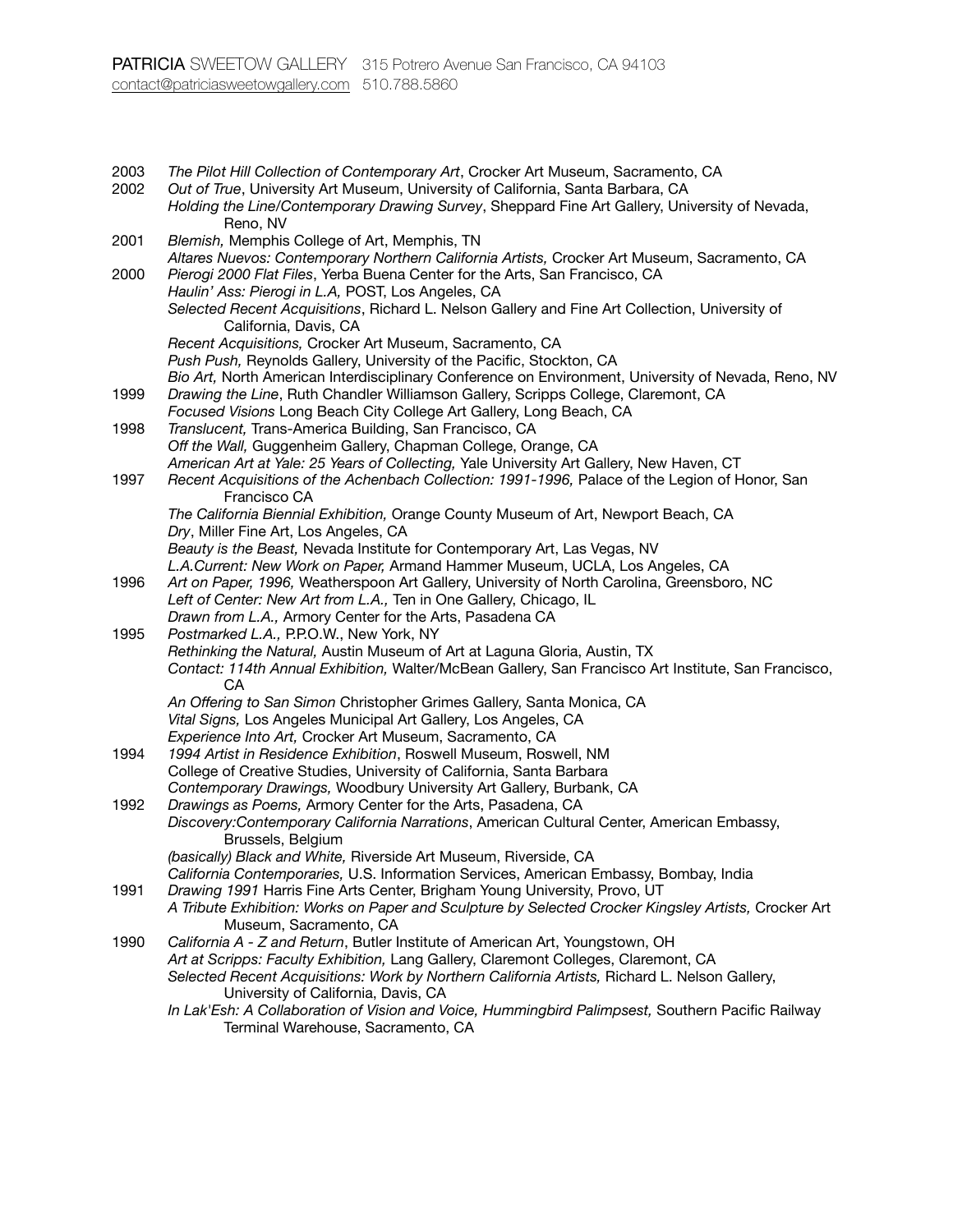2003 *The Pilot Hill Collection of Contemporary Art*, Crocker Art Museum, Sacramento, CA

2002 *Out of True*, University Art Museum, University of California, Santa Barbara, CA

*Holding the Line/Contemporary Drawing Survey*, Sheppard Fine Art Gallery, University of Nevada, Reno, NV

2001 *Blemish,* Memphis College of Art, Memphis, TN

*Altares Nuevos: Contemporary Northern California Artists,* Crocker Art Museum, Sacramento, CA

2000 *Pierogi 2000 Flat Files*, Yerba Buena Center for the Arts, San Francisco, CA

*Haulin' Ass: Pierogi in L.A,* POST, Los Angeles, CA

*Selected Recent Acquisitions*, Richard L. Nelson Gallery and Fine Art Collection, University of California, Davis, CA

*Recent Acquisitions,* Crocker Art Museum, Sacramento, CA

*Push Push,* Reynolds Gallery, University of the Pacific, Stockton, CA

*Bio Art,* North American Interdisciplinary Conference on Environment, University of Nevada, Reno, NV

1999 *Drawing the Line*, Ruth Chandler Williamson Gallery, Scripps College, Claremont, CA

*Focused Visions* Long Beach City College Art Gallery, Long Beach, CA

1998 *Translucent,* Trans-America Building, San Francisco, CA

*Off the Wall,* Guggenheim Gallery, Chapman College, Orange, CA

*American Art at Yale: 25 Years of Collecting,* Yale University Art Gallery, New Haven, CT

1997 *Recent Acquisitions of the Achenbach Collection: 1991-1996,* Palace of the Legion of Honor, San Francisco CA

*The California Biennial Exhibition,* Orange County Museum of Art, Newport Beach, CA

*Dry*, Miller Fine Art, Los Angeles, CA

*Beauty is the Beast,* Nevada Institute for Contemporary Art, Las Vegas, NV

*L.A.Current: New Work on Paper,* Armand Hammer Museum, UCLA, Los Angeles, CA

1996 *Art on Paper, 1996,* Weatherspoon Art Gallery, University of North Carolina, Greensboro, NC

*Left of Center: New Art from L.A.,* Ten in One Gallery, Chicago, IL

*Drawn from L.A.,* Armory Center for the Arts, Pasadena CA

1995 *Postmarked L.A.,* P.P.O.W., New York, NY

*Rethinking the Natural,* Austin Museum of Art at Laguna Gloria, Austin, TX

*Contact: 114th Annual Exhibition,* Walter/McBean Gallery, San Francisco Art Institute, San Francisco, CA

*An Offering to San Simon* Christopher Grimes Gallery, Santa Monica, CA

*Vital Signs,* Los Angeles Municipal Art Gallery, Los Angeles, CA

*Experience Into Art,* Crocker Art Museum, Sacramento, CA

1994 *1994 Artist in Residence Exhibition*, Roswell Museum, Roswell, NM

College of Creative Studies, University of California, Santa Barbara

*Contemporary Drawings,* Woodbury University Art Gallery, Burbank, CA

1992 *Drawings as Poems,* Armory Center for the Arts, Pasadena, CA

*Discovery:Contemporary California Narrations*, American Cultural Center, American Embassy, Brussels, Belgium

*(basically) Black and White,* Riverside Art Museum, Riverside, CA

*California Contemporaries,* U.S. Information Services, American Embassy, Bombay, India

1991 *Drawing 1991* Harris Fine Arts Center, Brigham Young University, Provo, UT

*A Tribute Exhibition: Works on Paper and Sculpture by Selected Crocker Kingsley Artists,* Crocker Art Museum, Sacramento, CA

1990 *California A - Z and Return*, Butler Institute of American Art, Youngstown, OH

*Art at Scripps: Faculty Exhibition,* Lang Gallery, Claremont Colleges, Claremont, CA

*Selected Recent Acquisitions: Work by Northern California Artists,* Richard L. Nelson Gallery, University of California, Davis, CA

*In Lak'Esh: A Collaboration of Vision and Voice, Hummingbird Palimpsest,* Southern Pacific Railway Terminal Warehouse, Sacramento, CA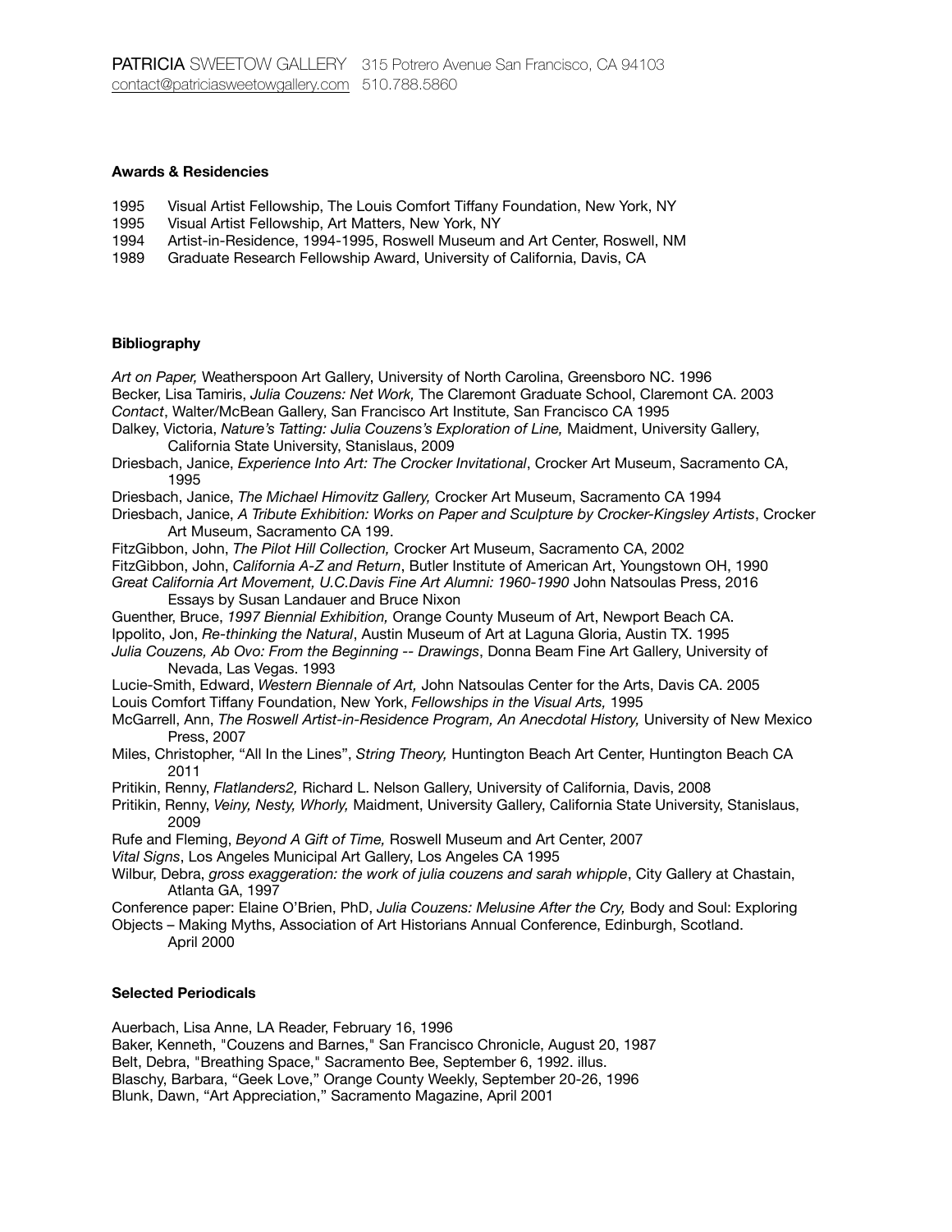## Awards & Residencies

1995 Visual Artist Fellowship, The Louis Comfort Tiffany Foundation, New York, NY
1995 Visual Artist Fellowship, Art Matters, New York, NY
1994 Artist-in-Residence, 1994-1995, Roswell Museum and Art Center, Roswell, NM
1989 Graduate Research Fellowship Award, University of California, Davis, CA

## Bibliography

*Art on Paper,* Weatherspoon Art Gallery, University of North Carolina, Greensboro NC. 1996
Becker, Lisa Tamiris, *Julia Couzens: Net Work,* The Claremont Graduate School, Claremont CA. 2003
*Contact*, Walter/McBean Gallery, San Francisco Art Institute, San Francisco CA 1995
Dalkey, Victoria, *Nature's Tatting: Julia Couzens's Exploration of Line,* Maidment, University Gallery, California State University, Stanislaus, 2009
Driesbach, Janice, *Experience Into Art: The Crocker Invitational*, Crocker Art Museum, Sacramento CA, 1995
Driesbach, Janice, *The Michael Himovitz Gallery,* Crocker Art Museum, Sacramento CA 1994
Driesbach, Janice, *A Tribute Exhibition: Works on Paper and Sculpture by Crocker-Kingsley Artists*, Crocker Art Museum, Sacramento CA 199.
FitzGibbon, John, *The Pilot Hill Collection,* Crocker Art Museum, Sacramento CA, 2002
FitzGibbon, John, *California A-Z and Return*, Butler Institute of American Art, Youngstown OH, 1990
*Great California Art Movement, U.C.Davis Fine Art Alumni: 1960-1990* John Natsoulas Press, 2016 Essays by Susan Landauer and Bruce Nixon
Guenther, Bruce, *1997 Biennial Exhibition,* Orange County Museum of Art, Newport Beach CA.
Ippolito, Jon, *Re-thinking the Natural*, Austin Museum of Art at Laguna Gloria, Austin TX. 1995
*Julia Couzens, Ab Ovo: From the Beginning -- Drawings*, Donna Beam Fine Art Gallery, University of Nevada, Las Vegas. 1993
Lucie-Smith, Edward, *Western Biennale of Art,* John Natsoulas Center for the Arts, Davis CA. 2005
Louis Comfort Tiffany Foundation, New York, *Fellowships in the Visual Arts,* 1995
McGarrell, Ann, *The Roswell Artist-in-Residence Program, An Anecdotal History,* University of New Mexico Press, 2007
Miles, Christopher, "All In the Lines", *String Theory,* Huntington Beach Art Center, Huntington Beach CA 2011
Pritikin, Renny, *Flatlanders2,* Richard L. Nelson Gallery, University of California, Davis, 2008
Pritikin, Renny, *Veiny, Nesty, Whorly,* Maidment, University Gallery, California State University, Stanislaus, 2009
Rufe and Fleming, *Beyond A Gift of Time,* Roswell Museum and Art Center, 2007
*Vital Signs*, Los Angeles Municipal Art Gallery, Los Angeles CA 1995
Wilbur, Debra, *gross exaggeration: the work of julia couzens and sarah whipple*, City Gallery at Chastain, Atlanta GA, 1997
Conference paper: Elaine O'Brien, PhD, *Julia Couzens: Melusine After the Cry,* Body and Soul: Exploring Objects – Making Myths, Association of Art Historians Annual Conference, Edinburgh, Scotland. April 2000

## Selected Periodicals

Auerbach, Lisa Anne, LA Reader, February 16, 1996
Baker, Kenneth, "Couzens and Barnes," San Francisco Chronicle, August 20, 1987
Belt, Debra, "Breathing Space," Sacramento Bee, September 6, 1992. illus.
Blaschy, Barbara, "Geek Love," Orange County Weekly, September 20-26, 1996
Blunk, Dawn, "Art Appreciation," Sacramento Magazine, April 2001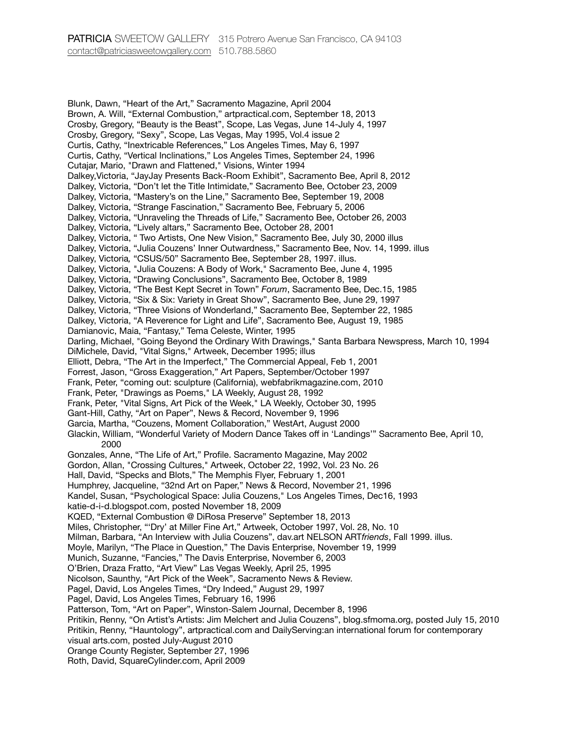Blunk, Dawn, “Heart of the Art,” Sacramento Magazine, April 2004
Brown, A. Will, “External Combustion,” artpractical.com, September 18, 2013
Crosby, Gregory, “Beauty is the Beast”, Scope, Las Vegas, June 14-July 4, 1997
Crosby, Gregory, “Sexy”, Scope, Las Vegas, May 1995, Vol.4 issue 2
Curtis, Cathy, “Inextricable References,” Los Angeles Times, May 6, 1997
Curtis, Cathy, “Vertical Inclinations,” Los Angeles Times, September 24, 1996
Cutajar, Mario, "Drawn and Flattened," Visions, Winter 1994
Dalkey,Victoria, “JayJay Presents Back-Room Exhibit”, Sacramento Bee, April 8, 2012
Dalkey, Victoria, “Don’t let the Title Intimidate,” Sacramento Bee, October 23, 2009
Dalkey, Victoria, “Mastery’s on the Line,” Sacramento Bee, September 19, 2008
Dalkey, Victoria, “Strange Fascination,” Sacramento Bee, February 5, 2006
Dalkey, Victoria, “Unraveling the Threads of Life,” Sacramento Bee, October 26, 2003
Dalkey, Victoria, “Lively altars,” Sacramento Bee, October 28, 2001
Dalkey, Victoria, “ Two Artists, One New Vision,” Sacramento Bee, July 30, 2000 illus
Dalkey, Victoria, “Julia Couzens’ Inner Outwardness,” Sacramento Bee, Nov. 14, 1999. illus
Dalkey, Victoria, “CSUS/50” Sacramento Bee, September 28, 1997. illus.
Dalkey, Victoria, "Julia Couzens: A Body of Work," Sacramento Bee, June 4, 1995
Dalkey, Victoria, “Drawing Conclusions”, Sacramento Bee, October 8, 1989
Dalkey, Victoria, “The Best Kept Secret in Town” *Forum*, Sacramento Bee, Dec.15, 1985
Dalkey, Victoria, “Six & Six: Variety in Great Show”, Sacramento Bee, June 29, 1997
Dalkey, Victoria, “Three Visions of Wonderland,” Sacramento Bee, September 22, 1985
Dalkey, Victoria, “A Reverence for Light and Life”, Sacramento Bee, August 19, 1985
Damianovic, Maia, “Fantasy,” Tema Celeste, Winter, 1995
Darling, Michael, "Going Beyond the Ordinary With Drawings," Santa Barbara Newspress, March 10, 1994
DiMichele, David, "Vital Signs," Artweek, December 1995; illus
Elliott, Debra, “The Art in the Imperfect,” The Commercial Appeal, Feb 1, 2001
Forrest, Jason, “Gross Exaggeration,” Art Papers, September/October 1997
Frank, Peter, “coming out: sculpture (California), webfabrikmagazine.com, 2010
Frank, Peter, "Drawings as Poems," LA Weekly, August 28, 1992
Frank, Peter, "Vital Signs, Art Pick of the Week," LA Weekly, October 30, 1995
Gant-Hill, Cathy, “Art on Paper”, News & Record, November 9, 1996
Garcia, Martha, “Couzens, Moment Collaboration,” WestArt, August 2000
Glackin, William, “Wonderful Variety of Modern Dance Takes off in ‘Landings’” Sacramento Bee, April 10, 2000
Gonzales, Anne, “The Life of Art,” Profile. Sacramento Magazine, May 2002
Gordon, Allan, "Crossing Cultures," Artweek, October 22, 1992, Vol. 23 No. 26
Hall, David, “Specks and Blots,” The Memphis Flyer, February 1, 2001
Humphrey, Jacqueline, “32nd Art on Paper,” News & Record, November 21, 1996
Kandel, Susan, “Psychological Space: Julia Couzens," Los Angeles Times, Dec16, 1993
katie-d-i-d.blogspot.com, posted November 18, 2009
KQED, “External Combustion @ DiRosa Preserve” September 18, 2013
Miles, Christopher, “‘Dry’ at Miller Fine Art,” Artweek, October 1997, Vol. 28, No. 10
Milman, Barbara, “An Interview with Julia Couzens”, dav.art NELSON ART*friends*, Fall 1999. illus.
Moyle, Marilyn, “The Place in Question,” The Davis Enterprise, November 19, 1999
Munich, Suzanne, “Fancies,” The Davis Enterprise, November 6, 2003
O’Brien, Draza Fratto, “Art View” Las Vegas Weekly, April 25, 1995
Nicolson, Saunthy, “Art Pick of the Week”, Sacramento News & Review.
Pagel, David, Los Angeles Times, “Dry Indeed,” August 29, 1997
Pagel, David, Los Angeles Times, February 16, 1996
Patterson, Tom, “Art on Paper”, Winston-Salem Journal, December 8, 1996
Pritikin, Renny, “On Artist’s Artists: Jim Melchert and Julia Couzens”, blog.sfmoma.org, posted July 15, 2010
Pritikin, Renny, “Hauntology”, artpractical.com and DailyServing:an international forum for contemporary visual arts.com, posted July-August 2010
Orange County Register, September 27, 1996
Roth, David, SquareCylinder.com, April 2009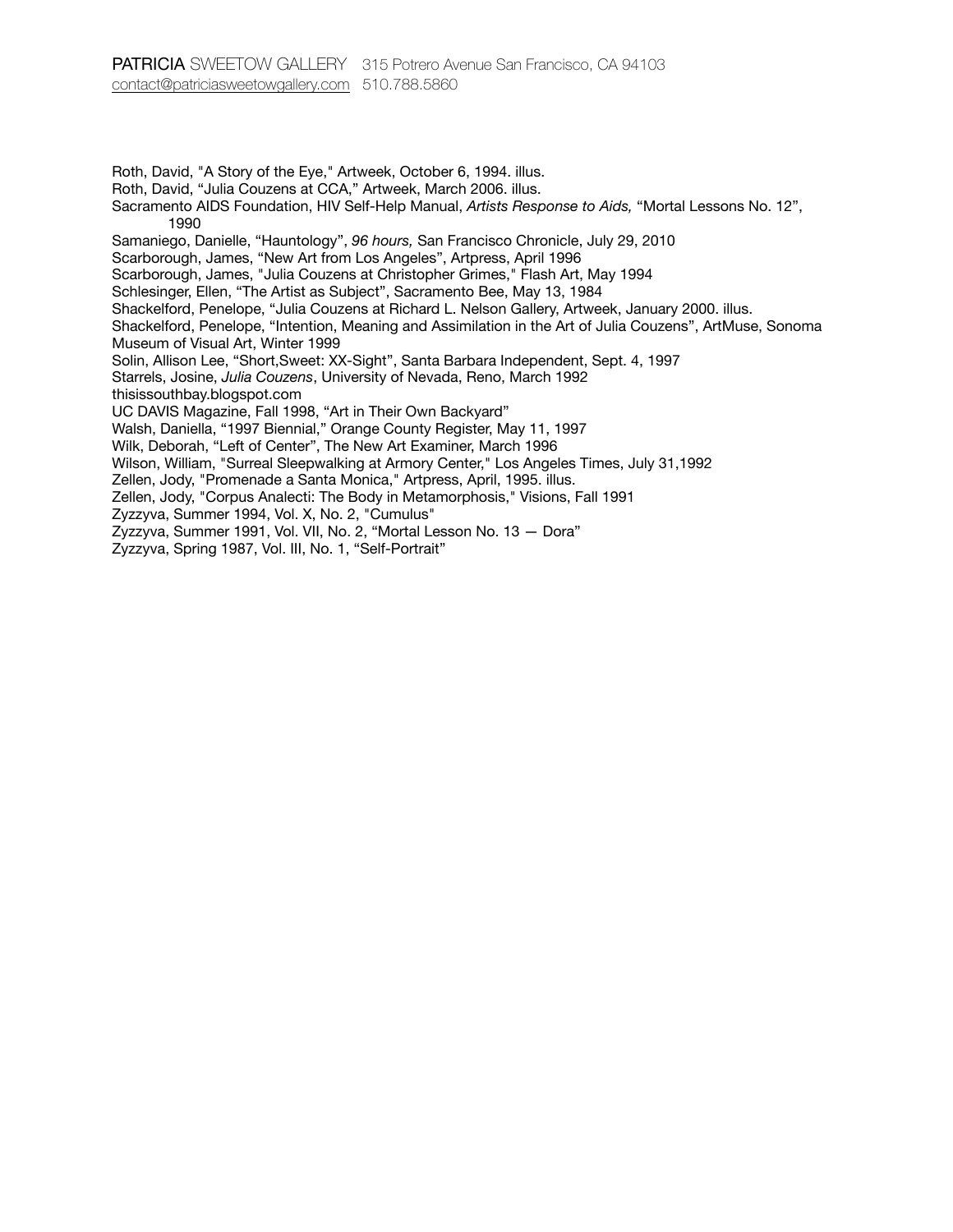Roth, David, "A Story of the Eye," Artweek, October 6, 1994. illus.

Roth, David, "Julia Couzens at CCA," Artweek, March 2006. illus.

Sacramento AIDS Foundation, HIV Self-Help Manual, *Artists Response to Aids,* "Mortal Lessons No. 12", 1990

Samaniego, Danielle, "Hauntology", *96 hours,* San Francisco Chronicle, July 29, 2010

Scarborough, James, "New Art from Los Angeles", Artpress, April 1996

Scarborough, James, "Julia Couzens at Christopher Grimes," Flash Art, May 1994

Schlesinger, Ellen, "The Artist as Subject", Sacramento Bee, May 13, 1984

Shackelford, Penelope, "Julia Couzens at Richard L. Nelson Gallery, Artweek, January 2000. illus.

Shackelford, Penelope, "Intention, Meaning and Assimilation in the Art of Julia Couzens", ArtMuse, Sonoma Museum of Visual Art, Winter 1999

Solin, Allison Lee, "Short,Sweet: XX-Sight", Santa Barbara Independent, Sept. 4, 1997

Starrels, Josine, *Julia Couzens*, University of Nevada, Reno, March 1992

thisissouthbay.blogspot.com

UC DAVIS Magazine, Fall 1998, "Art in Their Own Backyard"

Walsh, Daniella, "1997 Biennial," Orange County Register, May 11, 1997

Wilk, Deborah, "Left of Center", The New Art Examiner, March 1996

Wilson, William, "Surreal Sleepwalking at Armory Center," Los Angeles Times, July 31,1992

Zellen, Jody, "Promenade a Santa Monica," Artpress, April, 1995. illus.

Zellen, Jody, "Corpus Analecti: The Body in Metamorphosis," Visions, Fall 1991

Zyzzyva, Summer 1994, Vol. X, No. 2, "Cumulus"

Zyzzyva, Summer 1991, Vol. VII, No. 2, "Mortal Lesson No. 13 — Dora"

Zyzzyva, Spring 1987, Vol. III, No. 1, "Self-Portrait"